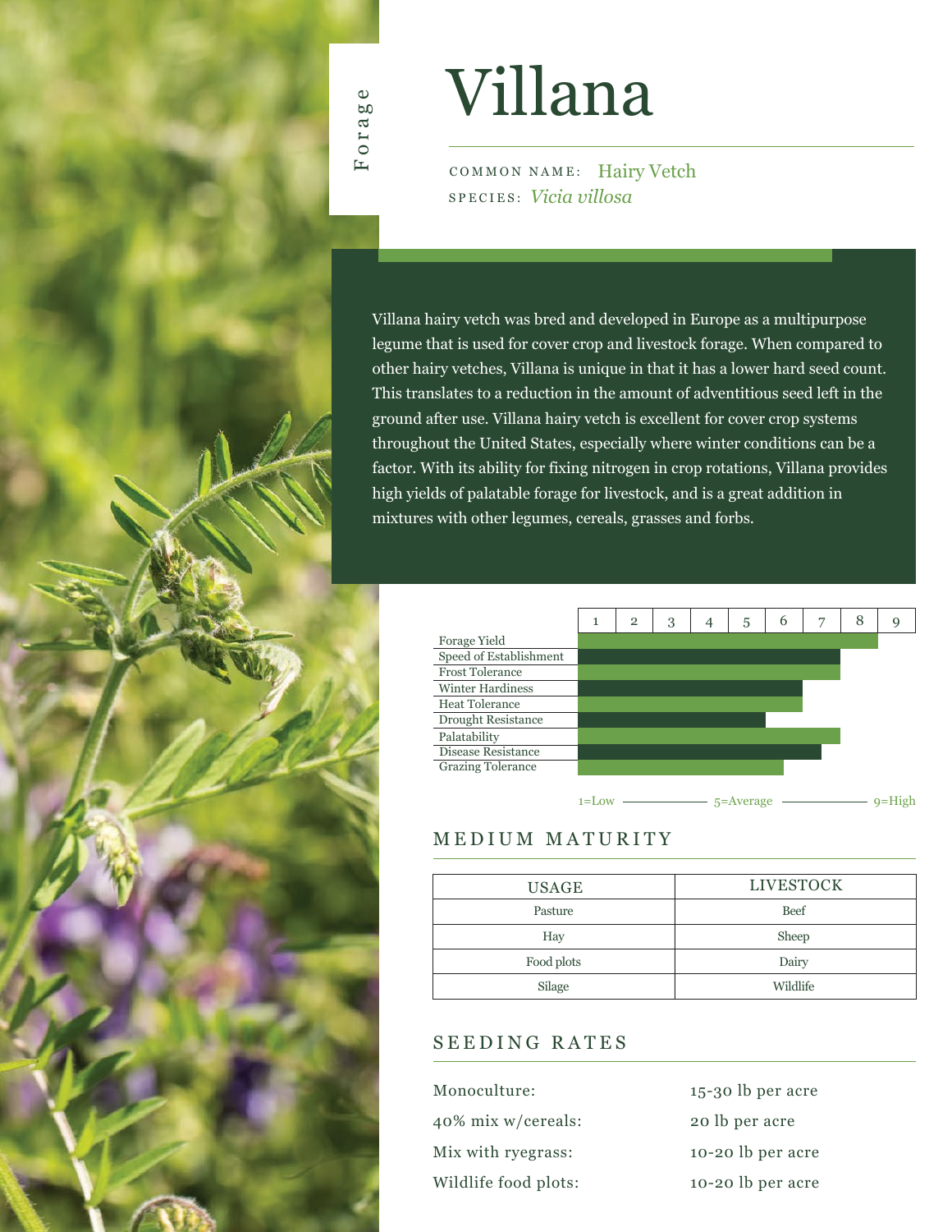# Villana

COMMON NAME: Hairy Vetch
SPECIES: *Vicia villosa*

Villana hairy vetch was bred and developed in Europe as a multipurpose legume that is used for cover crop and livestock forage. When compared to other hairy vetches, Villana is unique in that it has a lower hard seed count. This translates to a reduction in the amount of adventitious seed left in the ground after use. Villana hairy vetch is excellent for cover crop systems throughout the United States, especially where winter conditions can be a factor. With its ability for fixing nitrogen in crop rotations, Villana provides high yields of palatable forage for livestock, and is a great addition in mixtures with other legumes, cereals, grasses and forbs.

| Trait | Rating (1–9) |
| --- | --- |
| Forage Yield | 8 |
| Speed of Establishment | 7 |
| Frost Tolerance | 7 |
| Winter Hardiness | 6 |
| Heat Tolerance | 6 |
| Drought Resistance | 5 |
| Palatability | 7 |
| Disease Resistance | 6.5 |
| Grazing Tolerance | 5.5 |

1=Low — 5=Average — 9=High

## MEDIUM MATURITY

| USAGE | LIVESTOCK |
| --- | --- |
| Pasture | Beef |
| Hay | Sheep |
| Food plots | Dairy |
| Silage | Wildlife |

## SEEDING RATES

| | |
| --- | --- |
| Monoculture: | 15-30 lb per acre |
| 40% mix w/cereals: | 20 lb per acre |
| Mix with ryegrass: | 10-20 lb per acre |
| Wildlife food plots: | 10-20 lb per acre |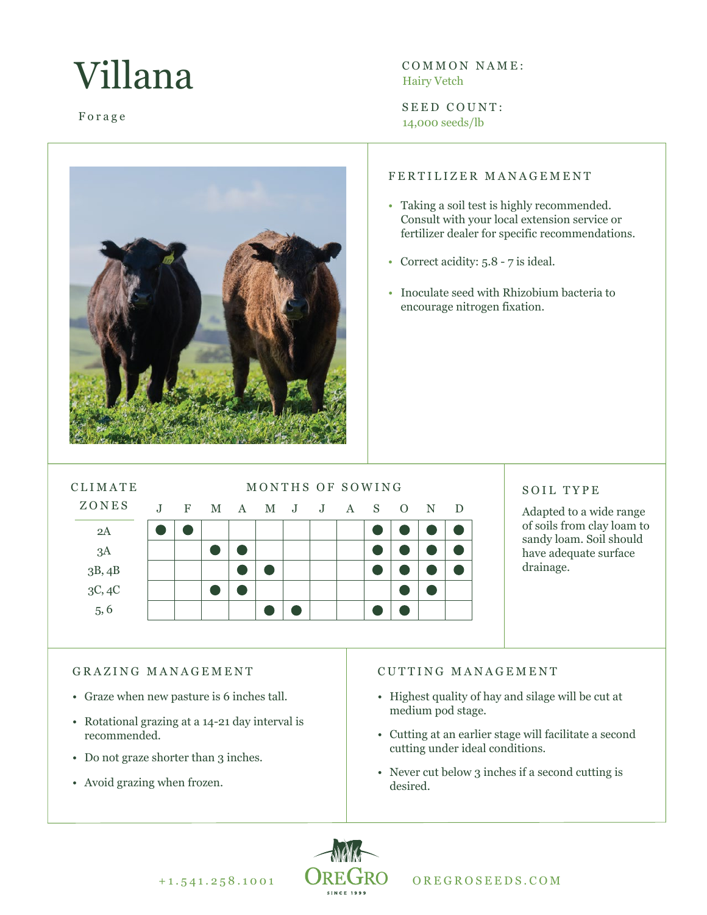# Villana

Forage

COMMON NAME:
Hairy Vetch

SEED COUNT:
14,000 seeds/lb

## FERTILIZER MANAGEMENT

- Taking a soil test is highly recommended. Consult with your local extension service or fertilizer dealer for specific recommendations.
- Correct acidity: 5.8 - 7 is ideal.
- Inoculate seed with Rhizobium bacteria to encourage nitrogen fixation.

## CLIMATE ZONES / MONTHS OF SOWING

| CLIMATE ZONES | J | F | M | A | M | J | J | A | S | O | N | D |
|---|---|---|---|---|---|---|---|---|---|---|---|---|
| 2A | ● | ● | | | | | | | ● | ● | ● | ● |
| 3A | | | ● | ● | | | | | ● | ● | ● | ● |
| 3B, 4B | | | | ● | ● | | | | ● | ● | ● | ● |
| 3C, 4C | | | ● | ● | | | | | | ● | ● | |
| 5, 6 | | | | | ● | ● | | | ● | ● | | |

## SOIL TYPE

Adapted to a wide range of soils from clay loam to sandy loam. Soil should have adequate surface drainage.

## GRAZING MANAGEMENT

- Graze when new pasture is 6 inches tall.
- Rotational grazing at a 14-21 day interval is recommended.
- Do not graze shorter than 3 inches.
- Avoid grazing when frozen.

## CUTTING MANAGEMENT

- Highest quality of hay and silage will be cut at medium pod stage.
- Cutting at an earlier stage will facilitate a second cutting under ideal conditions.
- Never cut below 3 inches if a second cutting is desired.

+1.541.258.1001 OREGRO SINCE 1999 OREGROSEEDS.COM